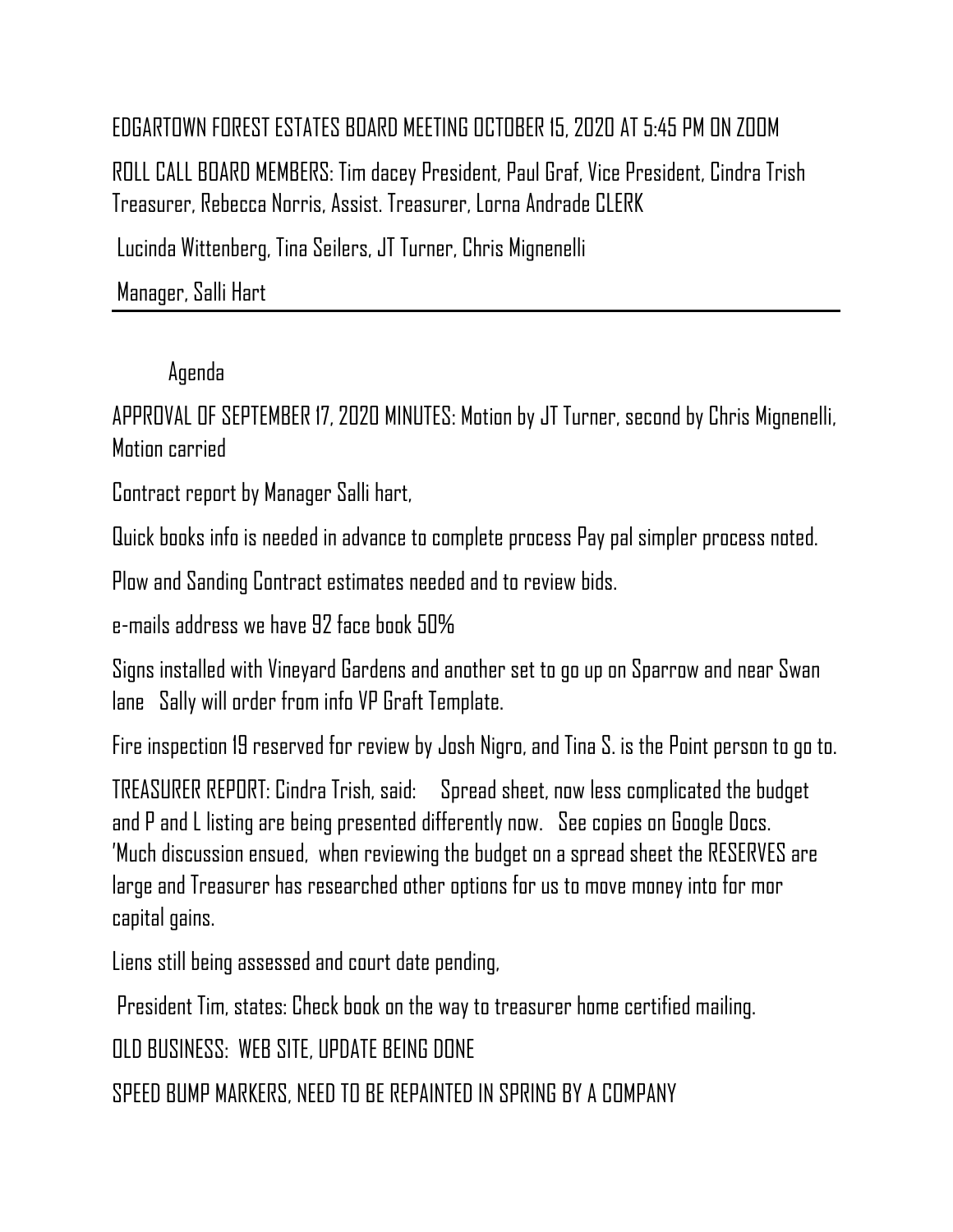EDGARTOWN FOREST ESTATES BOARD MEETING OCTOBER 15, 2020 AT 5:45 PM ON ZOOM

ROLL CALL BOARD MEMBERS: Tim dacey President, Paul Graf, Vice President, Cindra Trish Treasurer, Rebecca Norris, Assist. Treasurer, Lorna Andrade CLERK

Lucinda Wittenberg, Tina Seilers, JT Turner, Chris Mignenelli

Manager, Salli Hart

---

Agenda

APPROVAL OF SEPTEMBER 17, 2020 MINUTES: Motion by JT Turner, second by Chris Mignenelli, Motion carried

Contract report by Manager Salli hart,

Quick books info is needed in advance to complete process Pay pal simpler process noted.

Plow and Sanding Contract estimates needed and to review bids.

e-mails address we have 92 face book 50%

Signs installed with Vineyard Gardens and another set to go up on Sparrow and near Swan lane Sally will order from info VP Graft Template.

Fire inspection 19 reserved for review by Josh Nigro, and Tina S. is the Point person to go to.

TREASURER REPORT: Cindra Trish, said: Spread sheet, now less complicated the budget and P and L listing are being presented differently now. See copies on Google Docs. 'Much discussion ensued, when reviewing the budget on a spread sheet the RESERVES are large and Treasurer has researched other options for us to move money into for mor capital gains.

Liens still being assessed and court date pending,

President Tim, states: Check book on the way to treasurer home certified mailing.

OLD BUSINESS: WEB SITE, UPDATE BEING DONE

SPEED BUMP MARKERS, NEED TO BE REPAINTED IN SPRING BY A COMPANY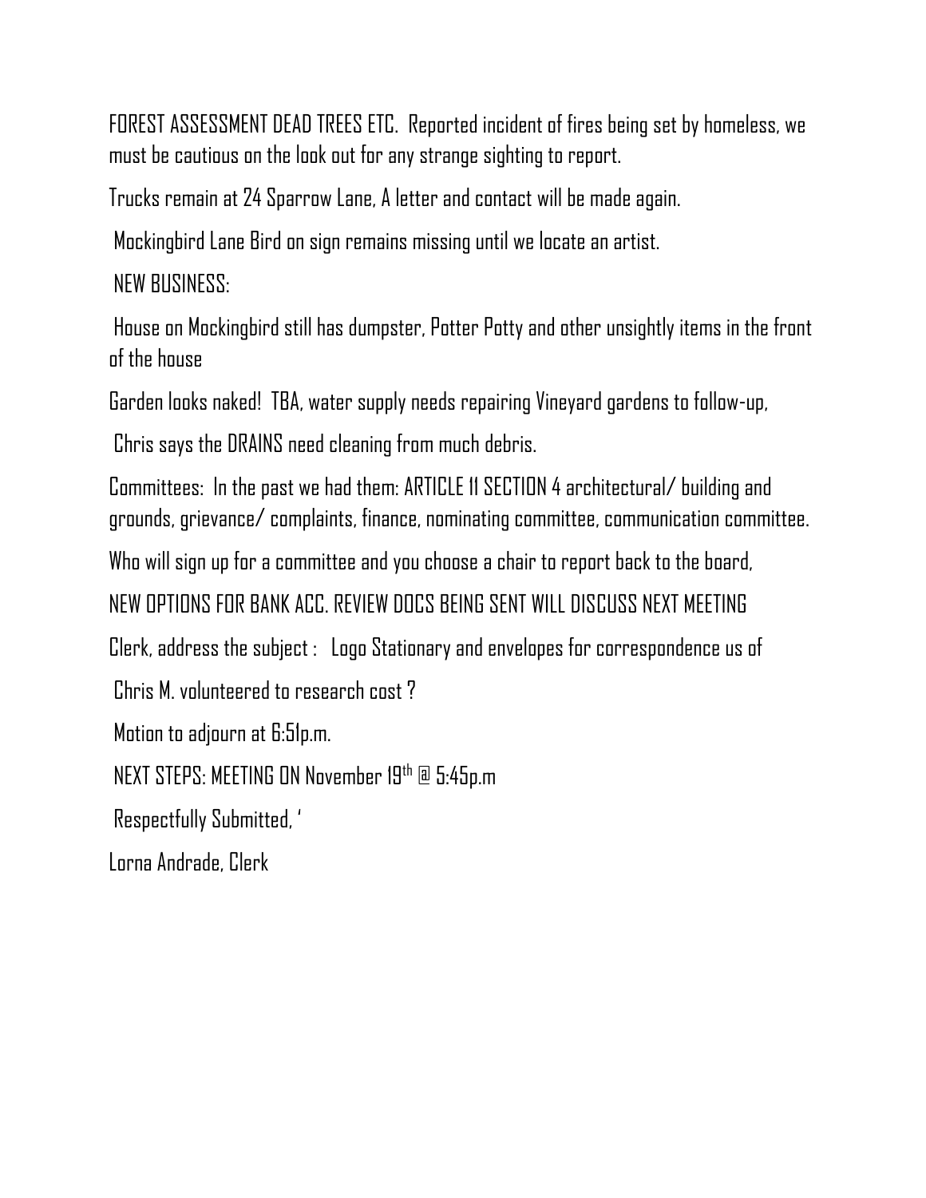FOREST ASSESSMENT DEAD TREES ETC.  Reported incident of fires being set by homeless, we must be cautious on the look out for any strange sighting to report.

Trucks remain at 24 Sparrow Lane, A letter and contact will be made again.

Mockingbird Lane Bird on sign remains missing until we locate an artist.

NEW BUSINESS:

House on Mockingbird still has dumpster, Potter Potty and other unsightly items in the front of the house

Garden looks naked!  TBA, water supply needs repairing Vineyard gardens to follow-up,

Chris says the DRAINS need cleaning from much debris.

Committees:  In the past we had them: ARTICLE 11 SECTION 4 architectural/ building and grounds, grievance/ complaints, finance, nominating committee, communication committee.

Who will sign up for a committee and you choose a chair to report back to the board,

NEW OPTIONS FOR BANK ACC. REVIEW DOCS BEING SENT WILL DISCUSS NEXT MEETING

Clerk, address the subject :   Logo Stationary and envelopes for correspondence us of

Chris M. volunteered to research cost ?

Motion to adjourn at 6:51p.m.

NEXT STEPS: MEETING ON November 19th @ 5:45p.m

Respectfully Submitted, '

Lorna Andrade, Clerk